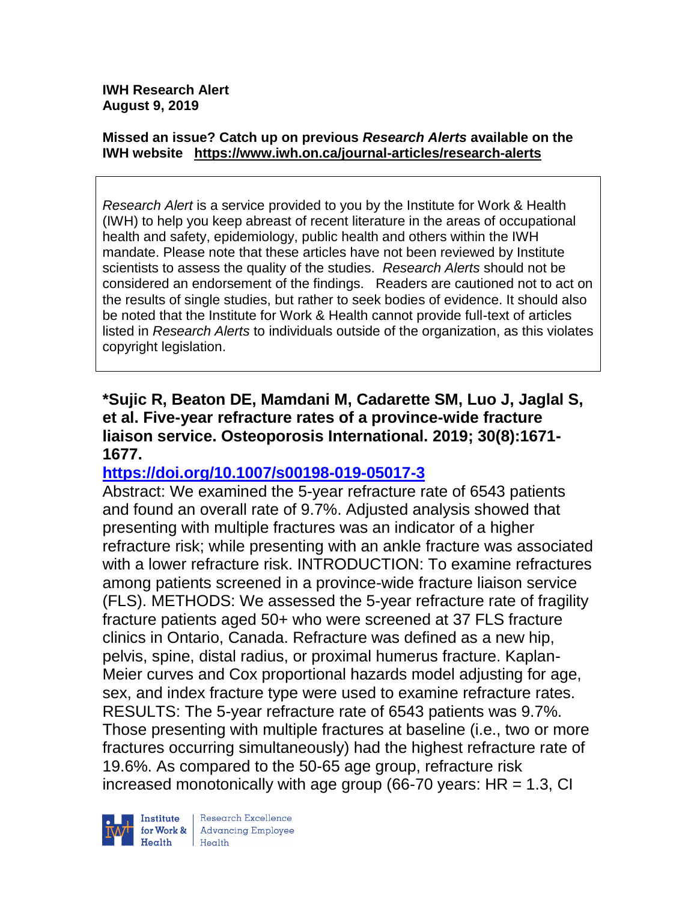**IWH Research Alert**
**August 9, 2019**

**Missed an issue? Catch up on previous *Research Alerts* available on the IWH website https://www.iwh.on.ca/journal-articles/research-alerts**

*Research Alert* is a service provided to you by the Institute for Work & Health (IWH) to help you keep abreast of recent literature in the areas of occupational health and safety, epidemiology, public health and others within the IWH mandate. Please note that these articles have not been reviewed by Institute scientists to assess the quality of the studies. *Research Alerts* should not be considered an endorsement of the findings. Readers are cautioned not to act on the results of single studies, but rather to seek bodies of evidence. It should also be noted that the Institute for Work & Health cannot provide full-text of articles listed in *Research Alerts* to individuals outside of the organization, as this violates copyright legislation.

**\*Sujic R, Beaton DE, Mamdani M, Cadarette SM, Luo J, Jaglal S, et al. Five-year refracture rates of a province-wide fracture liaison service. Osteoporosis International. 2019; 30(8):1671-1677.**

**https://doi.org/10.1007/s00198-019-05017-3**

Abstract: We examined the 5-year refracture rate of 6543 patients and found an overall rate of 9.7%. Adjusted analysis showed that presenting with multiple fractures was an indicator of a higher refracture risk; while presenting with an ankle fracture was associated with a lower refracture risk. INTRODUCTION: To examine refractures among patients screened in a province-wide fracture liaison service (FLS). METHODS: We assessed the 5-year refracture rate of fragility fracture patients aged 50+ who were screened at 37 FLS fracture clinics in Ontario, Canada. Refracture was defined as a new hip, pelvis, spine, distal radius, or proximal humerus fracture. Kaplan-Meier curves and Cox proportional hazards model adjusting for age, sex, and index fracture type were used to examine refracture rates. RESULTS: The 5-year refracture rate of 6543 patients was 9.7%. Those presenting with multiple fractures at baseline (i.e., two or more fractures occurring simultaneously) had the highest refracture rate of 19.6%. As compared to the 50-65 age group, refracture risk increased monotonically with age group (66-70 years: HR = 1.3, CI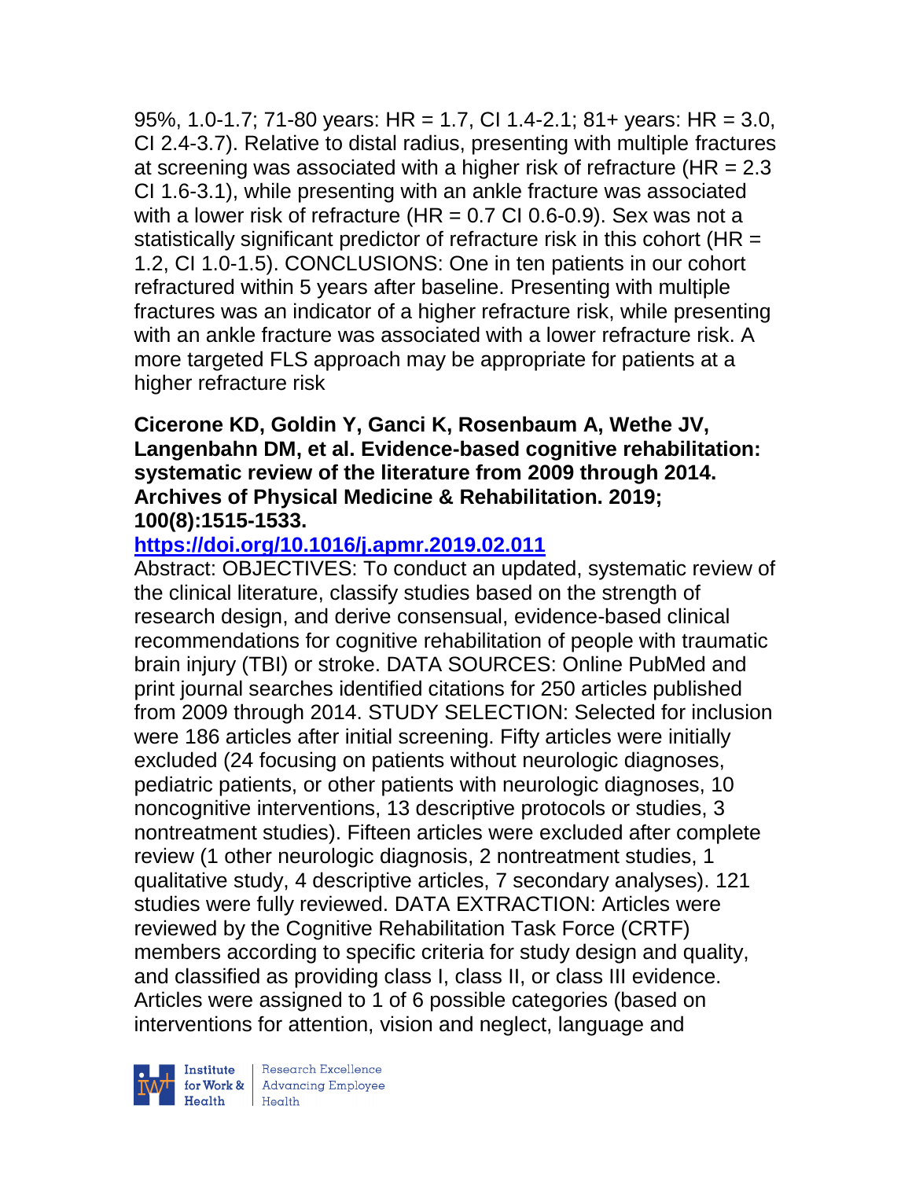95%, 1.0-1.7; 71-80 years: HR = 1.7, CI 1.4-2.1; 81+ years: HR = 3.0, CI 2.4-3.7). Relative to distal radius, presenting with multiple fractures at screening was associated with a higher risk of refracture (HR = 2.3 CI 1.6-3.1), while presenting with an ankle fracture was associated with a lower risk of refracture (HR = 0.7 CI 0.6-0.9). Sex was not a statistically significant predictor of refracture risk in this cohort (HR = 1.2, CI 1.0-1.5). CONCLUSIONS: One in ten patients in our cohort refractured within 5 years after baseline. Presenting with multiple fractures was an indicator of a higher refracture risk, while presenting with an ankle fracture was associated with a lower refracture risk. A more targeted FLS approach may be appropriate for patients at a higher refracture risk

**Cicerone KD, Goldin Y, Ganci K, Rosenbaum A, Wethe JV, Langenbahn DM, et al. Evidence-based cognitive rehabilitation: systematic review of the literature from 2009 through 2014. Archives of Physical Medicine & Rehabilitation. 2019; 100(8):1515-1533.**

**https://doi.org/10.1016/j.apmr.2019.02.011**

Abstract: OBJECTIVES: To conduct an updated, systematic review of the clinical literature, classify studies based on the strength of research design, and derive consensual, evidence-based clinical recommendations for cognitive rehabilitation of people with traumatic brain injury (TBI) or stroke. DATA SOURCES: Online PubMed and print journal searches identified citations for 250 articles published from 2009 through 2014. STUDY SELECTION: Selected for inclusion were 186 articles after initial screening. Fifty articles were initially excluded (24 focusing on patients without neurologic diagnoses, pediatric patients, or other patients with neurologic diagnoses, 10 noncognitive interventions, 13 descriptive protocols or studies, 3 nontreatment studies). Fifteen articles were excluded after complete review (1 other neurologic diagnosis, 2 nontreatment studies, 1 qualitative study, 4 descriptive articles, 7 secondary analyses). 121 studies were fully reviewed. DATA EXTRACTION: Articles were reviewed by the Cognitive Rehabilitation Task Force (CRTF) members according to specific criteria for study design and quality, and classified as providing class I, class II, or class III evidence. Articles were assigned to 1 of 6 possible categories (based on interventions for attention, vision and neglect, language and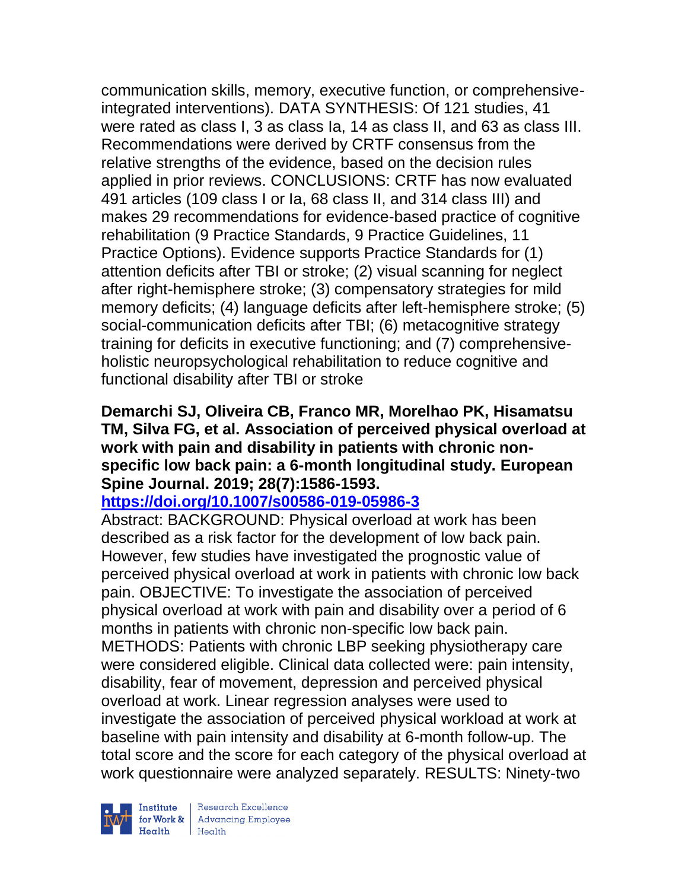communication skills, memory, executive function, or comprehensive-integrated interventions). DATA SYNTHESIS: Of 121 studies, 41 were rated as class I, 3 as class Ia, 14 as class II, and 63 as class III. Recommendations were derived by CRTF consensus from the relative strengths of the evidence, based on the decision rules applied in prior reviews. CONCLUSIONS: CRTF has now evaluated 491 articles (109 class I or Ia, 68 class II, and 314 class III) and makes 29 recommendations for evidence-based practice of cognitive rehabilitation (9 Practice Standards, 9 Practice Guidelines, 11 Practice Options). Evidence supports Practice Standards for (1) attention deficits after TBI or stroke; (2) visual scanning for neglect after right-hemisphere stroke; (3) compensatory strategies for mild memory deficits; (4) language deficits after left-hemisphere stroke; (5) social-communication deficits after TBI; (6) metacognitive strategy training for deficits in executive functioning; and (7) comprehensive-holistic neuropsychological rehabilitation to reduce cognitive and functional disability after TBI or stroke

**Demarchi SJ, Oliveira CB, Franco MR, Morelhao PK, Hisamatsu TM, Silva FG, et al. Association of perceived physical overload at work with pain and disability in patients with chronic non-specific low back pain: a 6-month longitudinal study. European Spine Journal. 2019; 28(7):1586-1593.**

**https://doi.org/10.1007/s00586-019-05986-3**

Abstract: BACKGROUND: Physical overload at work has been described as a risk factor for the development of low back pain. However, few studies have investigated the prognostic value of perceived physical overload at work in patients with chronic low back pain. OBJECTIVE: To investigate the association of perceived physical overload at work with pain and disability over a period of 6 months in patients with chronic non-specific low back pain. METHODS: Patients with chronic LBP seeking physiotherapy care were considered eligible. Clinical data collected were: pain intensity, disability, fear of movement, depression and perceived physical overload at work. Linear regression analyses were used to investigate the association of perceived physical workload at work at baseline with pain intensity and disability at 6-month follow-up. The total score and the score for each category of the physical overload at work questionnaire were analyzed separately. RESULTS: Ninety-two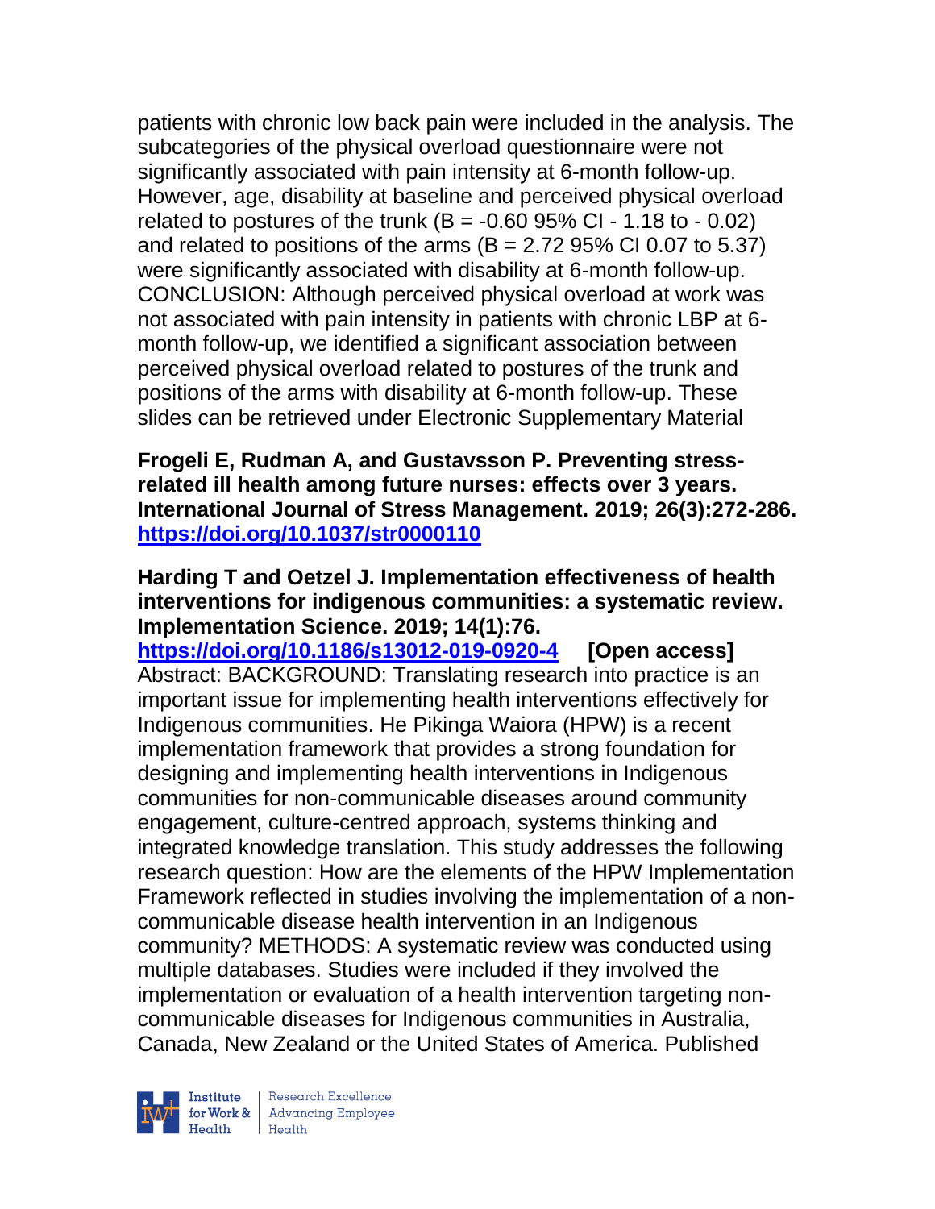patients with chronic low back pain were included in the analysis. The subcategories of the physical overload questionnaire were not significantly associated with pain intensity at 6-month follow-up. However, age, disability at baseline and perceived physical overload related to postures of the trunk (B = -0.60 95% CI - 1.18 to - 0.02) and related to positions of the arms (B = 2.72 95% CI 0.07 to 5.37) were significantly associated with disability at 6-month follow-up. CONCLUSION: Although perceived physical overload at work was not associated with pain intensity in patients with chronic LBP at 6-month follow-up, we identified a significant association between perceived physical overload related to postures of the trunk and positions of the arms with disability at 6-month follow-up. These slides can be retrieved under Electronic Supplementary Material

**Frogeli E, Rudman A, and Gustavsson P. Preventing stress-related ill health among future nurses: effects over 3 years. International Journal of Stress Management. 2019; 26(3):272-286. https://doi.org/10.1037/str0000110**

**Harding T and Oetzel J. Implementation effectiveness of health interventions for indigenous communities: a systematic review. Implementation Science. 2019; 14(1):76.**
**https://doi.org/10.1186/s13012-019-0920-4 [Open access]**
Abstract: BACKGROUND: Translating research into practice is an important issue for implementing health interventions effectively for Indigenous communities. He Pikinga Waiora (HPW) is a recent implementation framework that provides a strong foundation for designing and implementing health interventions in Indigenous communities for non-communicable diseases around community engagement, culture-centred approach, systems thinking and integrated knowledge translation. This study addresses the following research question: How are the elements of the HPW Implementation Framework reflected in studies involving the implementation of a non-communicable disease health intervention in an Indigenous community? METHODS: A systematic review was conducted using multiple databases. Studies were included if they involved the implementation or evaluation of a health intervention targeting non-communicable diseases for Indigenous communities in Australia, Canada, New Zealand or the United States of America. Published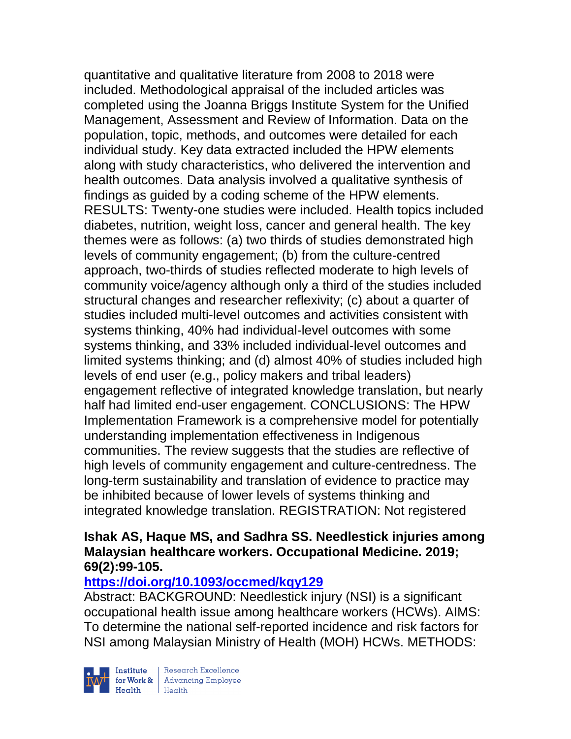quantitative and qualitative literature from 2008 to 2018 were included. Methodological appraisal of the included articles was completed using the Joanna Briggs Institute System for the Unified Management, Assessment and Review of Information. Data on the population, topic, methods, and outcomes were detailed for each individual study. Key data extracted included the HPW elements along with study characteristics, who delivered the intervention and health outcomes. Data analysis involved a qualitative synthesis of findings as guided by a coding scheme of the HPW elements. RESULTS: Twenty-one studies were included. Health topics included diabetes, nutrition, weight loss, cancer and general health. The key themes were as follows: (a) two thirds of studies demonstrated high levels of community engagement; (b) from the culture-centred approach, two-thirds of studies reflected moderate to high levels of community voice/agency although only a third of the studies included structural changes and researcher reflexivity; (c) about a quarter of studies included multi-level outcomes and activities consistent with systems thinking, 40% had individual-level outcomes with some systems thinking, and 33% included individual-level outcomes and limited systems thinking; and (d) almost 40% of studies included high levels of end user (e.g., policy makers and tribal leaders) engagement reflective of integrated knowledge translation, but nearly half had limited end-user engagement. CONCLUSIONS: The HPW Implementation Framework is a comprehensive model for potentially understanding implementation effectiveness in Indigenous communities. The review suggests that the studies are reflective of high levels of community engagement and culture-centredness. The long-term sustainability and translation of evidence to practice may be inhibited because of lower levels of systems thinking and integrated knowledge translation. REGISTRATION: Not registered

**Ishak AS, Haque MS, and Sadhra SS. Needlestick injuries among Malaysian healthcare workers. Occupational Medicine. 2019; 69(2):99-105.**

**https://doi.org/10.1093/occmed/kqy129**

Abstract: BACKGROUND: Needlestick injury (NSI) is a significant occupational health issue among healthcare workers (HCWs). AIMS: To determine the national self-reported incidence and risk factors for NSI among Malaysian Ministry of Health (MOH) HCWs. METHODS: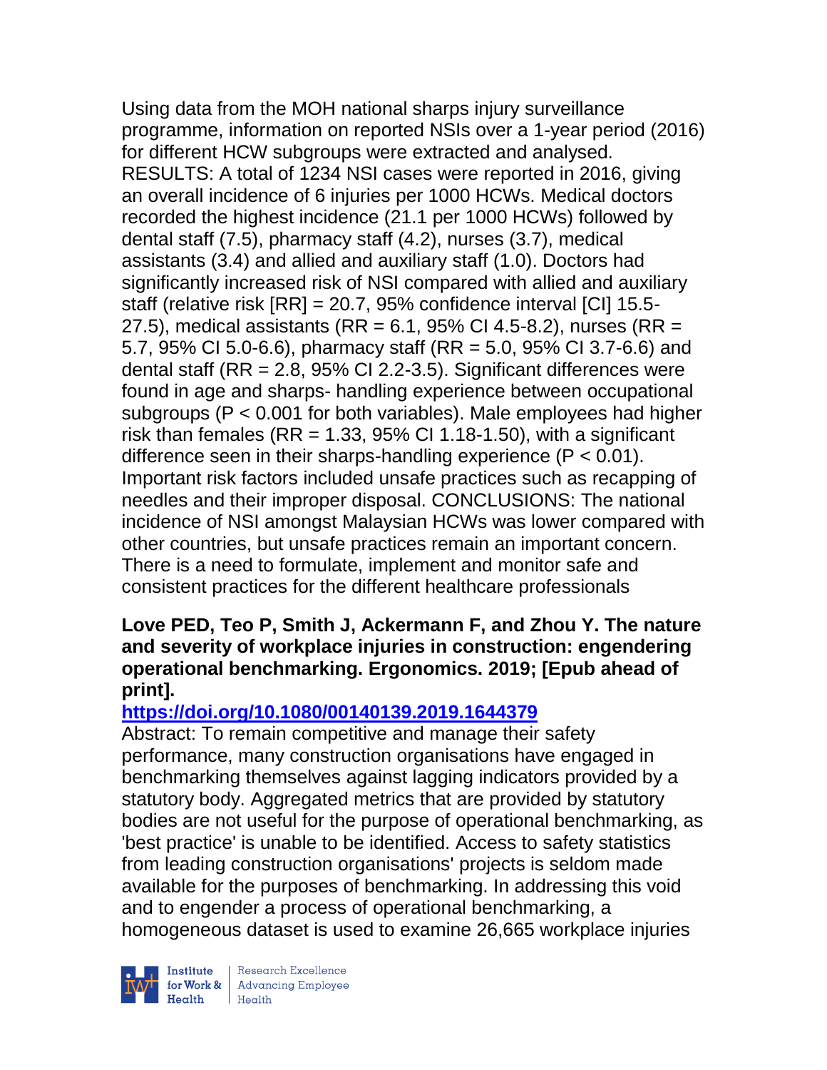Using data from the MOH national sharps injury surveillance programme, information on reported NSIs over a 1-year period (2016) for different HCW subgroups were extracted and analysed. RESULTS: A total of 1234 NSI cases were reported in 2016, giving an overall incidence of 6 injuries per 1000 HCWs. Medical doctors recorded the highest incidence (21.1 per 1000 HCWs) followed by dental staff (7.5), pharmacy staff (4.2), nurses (3.7), medical assistants (3.4) and allied and auxiliary staff (1.0). Doctors had significantly increased risk of NSI compared with allied and auxiliary staff (relative risk [RR] = 20.7, 95% confidence interval [CI] 15.5-27.5), medical assistants (RR = 6.1, 95% CI 4.5-8.2), nurses (RR = 5.7, 95% CI 5.0-6.6), pharmacy staff (RR = 5.0, 95% CI 3.7-6.6) and dental staff (RR = 2.8, 95% CI 2.2-3.5). Significant differences were found in age and sharps- handling experience between occupational subgroups ($P < 0.001$ for both variables). Male employees had higher risk than females (RR = 1.33, 95% CI 1.18-1.50), with a significant difference seen in their sharps-handling experience ($P < 0.01$). Important risk factors included unsafe practices such as recapping of needles and their improper disposal. CONCLUSIONS: The national incidence of NSI amongst Malaysian HCWs was lower compared with other countries, but unsafe practices remain an important concern. There is a need to formulate, implement and monitor safe and consistent practices for the different healthcare professionals

**Love PED, Teo P, Smith J, Ackermann F, and Zhou Y. The nature and severity of workplace injuries in construction: engendering operational benchmarking. Ergonomics. 2019; [Epub ahead of print].**

**https://doi.org/10.1080/00140139.2019.1644379**

Abstract: To remain competitive and manage their safety performance, many construction organisations have engaged in benchmarking themselves against lagging indicators provided by a statutory body. Aggregated metrics that are provided by statutory bodies are not useful for the purpose of operational benchmarking, as 'best practice' is unable to be identified. Access to safety statistics from leading construction organisations' projects is seldom made available for the purposes of benchmarking. In addressing this void and to engender a process of operational benchmarking, a homogeneous dataset is used to examine 26,665 workplace injuries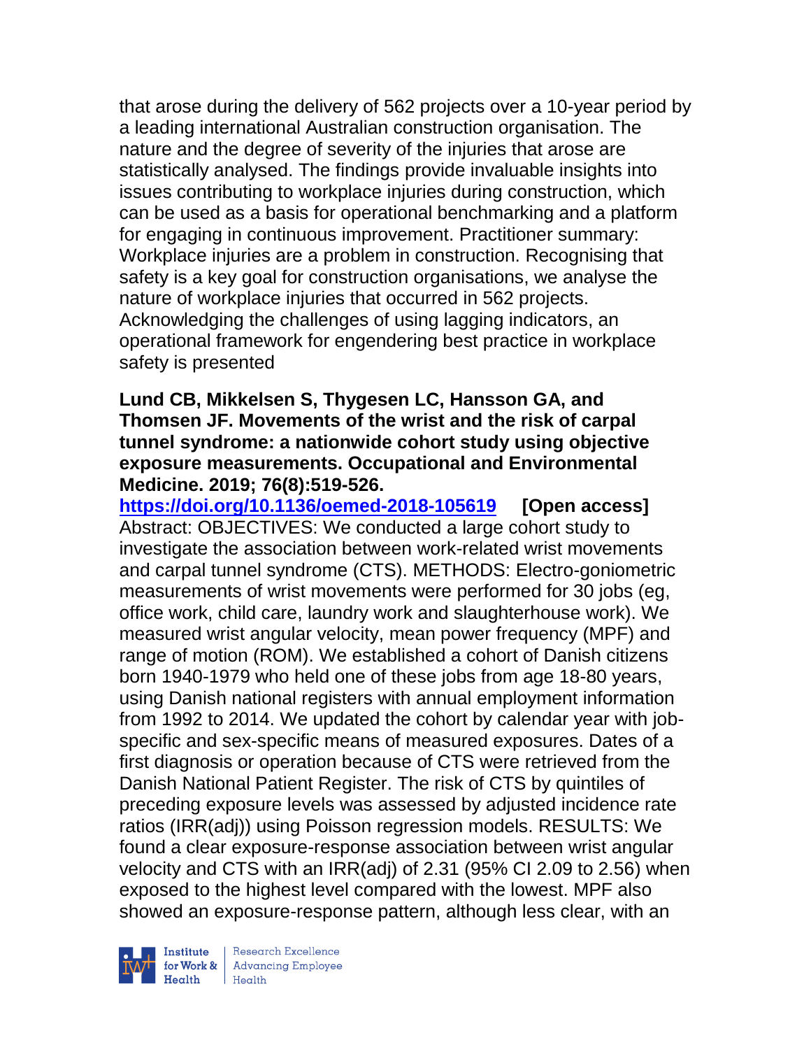that arose during the delivery of 562 projects over a 10-year period by a leading international Australian construction organisation. The nature and the degree of severity of the injuries that arose are statistically analysed. The findings provide invaluable insights into issues contributing to workplace injuries during construction, which can be used as a basis for operational benchmarking and a platform for engaging in continuous improvement. Practitioner summary: Workplace injuries are a problem in construction. Recognising that safety is a key goal for construction organisations, we analyse the nature of workplace injuries that occurred in 562 projects. Acknowledging the challenges of using lagging indicators, an operational framework for engendering best practice in workplace safety is presented

**Lund CB, Mikkelsen S, Thygesen LC, Hansson GA, and Thomsen JF. Movements of the wrist and the risk of carpal tunnel syndrome: a nationwide cohort study using objective exposure measurements. Occupational and Environmental Medicine. 2019; 76(8):519-526.**

**https://doi.org/10.1136/oemed-2018-105619 [Open access]**

Abstract: OBJECTIVES: We conducted a large cohort study to investigate the association between work-related wrist movements and carpal tunnel syndrome (CTS). METHODS: Electro-goniometric measurements of wrist movements were performed for 30 jobs (eg, office work, child care, laundry work and slaughterhouse work). We measured wrist angular velocity, mean power frequency (MPF) and range of motion (ROM). We established a cohort of Danish citizens born 1940-1979 who held one of these jobs from age 18-80 years, using Danish national registers with annual employment information from 1992 to 2014. We updated the cohort by calendar year with job-specific and sex-specific means of measured exposures. Dates of a first diagnosis or operation because of CTS were retrieved from the Danish National Patient Register. The risk of CTS by quintiles of preceding exposure levels was assessed by adjusted incidence rate ratios (IRR(adj)) using Poisson regression models. RESULTS: We found a clear exposure-response association between wrist angular velocity and CTS with an IRR(adj) of 2.31 (95% CI 2.09 to 2.56) when exposed to the highest level compared with the lowest. MPF also showed an exposure-response pattern, although less clear, with an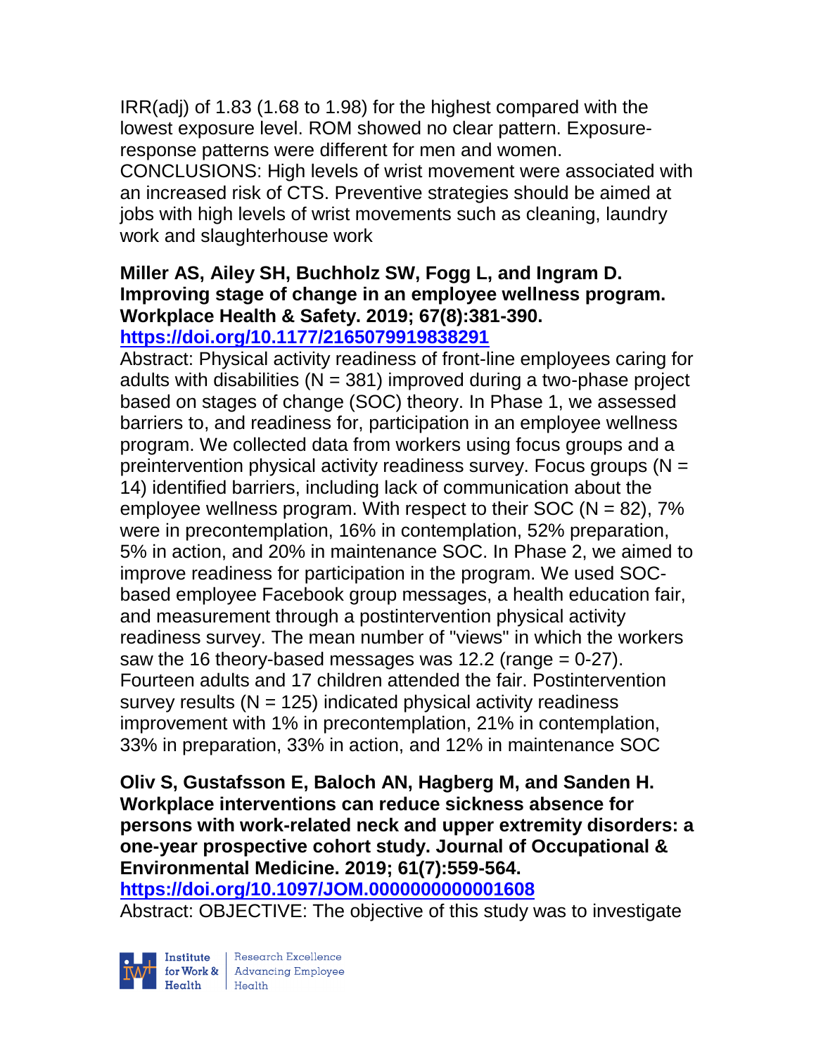IRR(adj) of 1.83 (1.68 to 1.98) for the highest compared with the lowest exposure level. ROM showed no clear pattern. Exposure-response patterns were different for men and women. CONCLUSIONS: High levels of wrist movement were associated with an increased risk of CTS. Preventive strategies should be aimed at jobs with high levels of wrist movements such as cleaning, laundry work and slaughterhouse work

**Miller AS, Ailey SH, Buchholz SW, Fogg L, and Ingram D. Improving stage of change in an employee wellness program. Workplace Health & Safety. 2019; 67(8):381-390.**
**https://doi.org/10.1177/2165079919838291**

Abstract: Physical activity readiness of front-line employees caring for adults with disabilities (N = 381) improved during a two-phase project based on stages of change (SOC) theory. In Phase 1, we assessed barriers to, and readiness for, participation in an employee wellness program. We collected data from workers using focus groups and a preintervention physical activity readiness survey. Focus groups (N = 14) identified barriers, including lack of communication about the employee wellness program. With respect to their SOC (N = 82), 7% were in precontemplation, 16% in contemplation, 52% preparation, 5% in action, and 20% in maintenance SOC. In Phase 2, we aimed to improve readiness for participation in the program. We used SOC-based employee Facebook group messages, a health education fair, and measurement through a postintervention physical activity readiness survey. The mean number of "views" in which the workers saw the 16 theory-based messages was 12.2 (range = 0-27). Fourteen adults and 17 children attended the fair. Postintervention survey results (N = 125) indicated physical activity readiness improvement with 1% in precontemplation, 21% in contemplation, 33% in preparation, 33% in action, and 12% in maintenance SOC

**Oliv S, Gustafsson E, Baloch AN, Hagberg M, and Sanden H. Workplace interventions can reduce sickness absence for persons with work-related neck and upper extremity disorders: a one-year prospective cohort study. Journal of Occupational & Environmental Medicine. 2019; 61(7):559-564.**
**https://doi.org/10.1097/JOM.0000000000001608**

Abstract: OBJECTIVE: The objective of this study was to investigate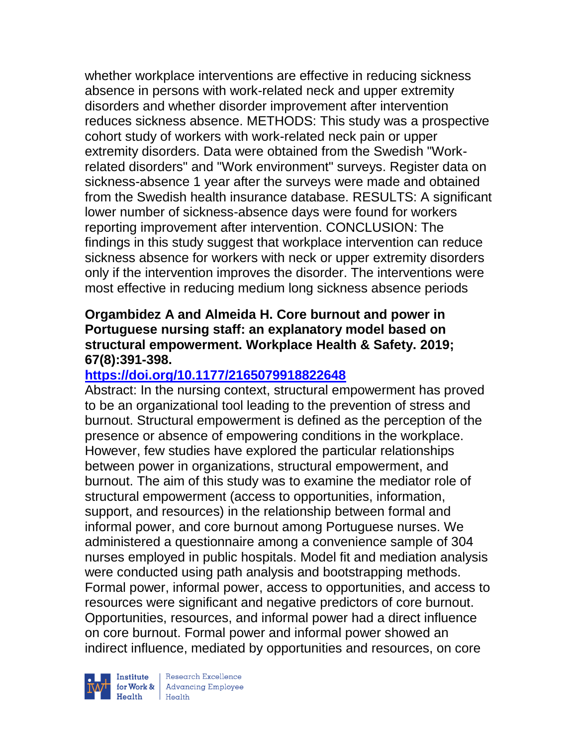whether workplace interventions are effective in reducing sickness absence in persons with work-related neck and upper extremity disorders and whether disorder improvement after intervention reduces sickness absence. METHODS: This study was a prospective cohort study of workers with work-related neck pain or upper extremity disorders. Data were obtained from the Swedish "Work-related disorders" and "Work environment" surveys. Register data on sickness-absence 1 year after the surveys were made and obtained from the Swedish health insurance database. RESULTS: A significant lower number of sickness-absence days were found for workers reporting improvement after intervention. CONCLUSION: The findings in this study suggest that workplace intervention can reduce sickness absence for workers with neck or upper extremity disorders only if the intervention improves the disorder. The interventions were most effective in reducing medium long sickness absence periods

**Orgambidez A and Almeida H. Core burnout and power in Portuguese nursing staff: an explanatory model based on structural empowerment. Workplace Health & Safety. 2019; 67(8):391-398.**

**https://doi.org/10.1177/2165079918822648**

Abstract: In the nursing context, structural empowerment has proved to be an organizational tool leading to the prevention of stress and burnout. Structural empowerment is defined as the perception of the presence or absence of empowering conditions in the workplace. However, few studies have explored the particular relationships between power in organizations, structural empowerment, and burnout. The aim of this study was to examine the mediator role of structural empowerment (access to opportunities, information, support, and resources) in the relationship between formal and informal power, and core burnout among Portuguese nurses. We administered a questionnaire among a convenience sample of 304 nurses employed in public hospitals. Model fit and mediation analysis were conducted using path analysis and bootstrapping methods. Formal power, informal power, access to opportunities, and access to resources were significant and negative predictors of core burnout. Opportunities, resources, and informal power had a direct influence on core burnout. Formal power and informal power showed an indirect influence, mediated by opportunities and resources, on core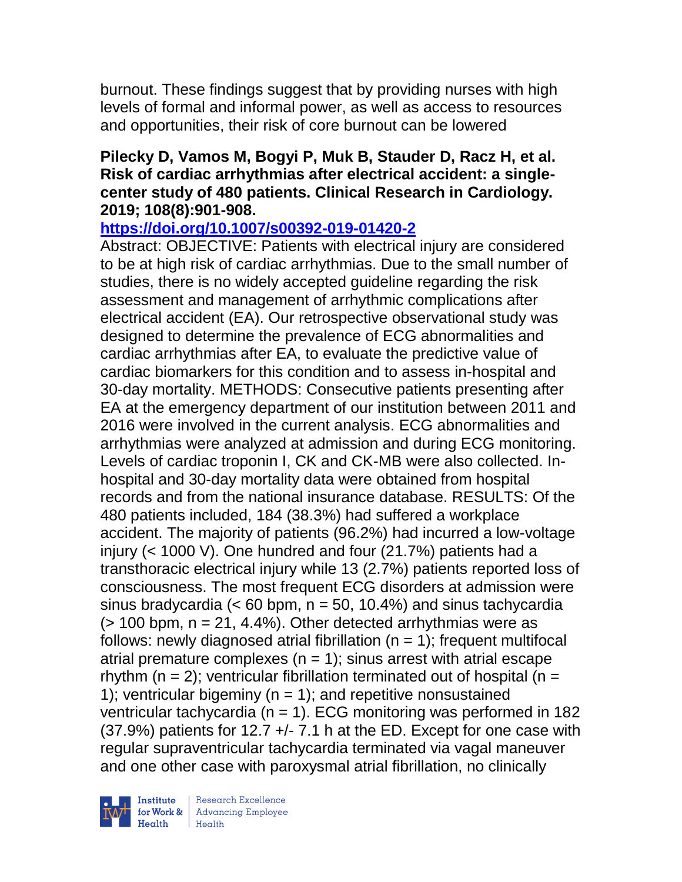burnout. These findings suggest that by providing nurses with high levels of formal and informal power, as well as access to resources and opportunities, their risk of core burnout can be lowered

**Pilecky D, Vamos M, Bogyi P, Muk B, Stauder D, Racz H, et al. Risk of cardiac arrhythmias after electrical accident: a single-center study of 480 patients. Clinical Research in Cardiology. 2019; 108(8):901-908.**

**https://doi.org/10.1007/s00392-019-01420-2**

Abstract: OBJECTIVE: Patients with electrical injury are considered to be at high risk of cardiac arrhythmias. Due to the small number of studies, there is no widely accepted guideline regarding the risk assessment and management of arrhythmic complications after electrical accident (EA). Our retrospective observational study was designed to determine the prevalence of ECG abnormalities and cardiac arrhythmias after EA, to evaluate the predictive value of cardiac biomarkers for this condition and to assess in-hospital and 30-day mortality. METHODS: Consecutive patients presenting after EA at the emergency department of our institution between 2011 and 2016 were involved in the current analysis. ECG abnormalities and arrhythmias were analyzed at admission and during ECG monitoring. Levels of cardiac troponin I, CK and CK-MB were also collected. In-hospital and 30-day mortality data were obtained from hospital records and from the national insurance database. RESULTS: Of the 480 patients included, 184 (38.3%) had suffered a workplace accident. The majority of patients (96.2%) had incurred a low-voltage injury (< 1000 V). One hundred and four (21.7%) patients had a transthoracic electrical injury while 13 (2.7%) patients reported loss of consciousness. The most frequent ECG disorders at admission were sinus bradycardia (< 60 bpm, n = 50, 10.4%) and sinus tachycardia (> 100 bpm, n = 21, 4.4%). Other detected arrhythmias were as follows: newly diagnosed atrial fibrillation (n = 1); frequent multifocal atrial premature complexes (n = 1); sinus arrest with atrial escape rhythm (n = 2); ventricular fibrillation terminated out of hospital (n = 1); ventricular bigeminy (n = 1); and repetitive nonsustained ventricular tachycardia (n = 1). ECG monitoring was performed in 182 (37.9%) patients for 12.7 +/- 7.1 h at the ED. Except for one case with regular supraventricular tachycardia terminated via vagal maneuver and one other case with paroxysmal atrial fibrillation, no clinically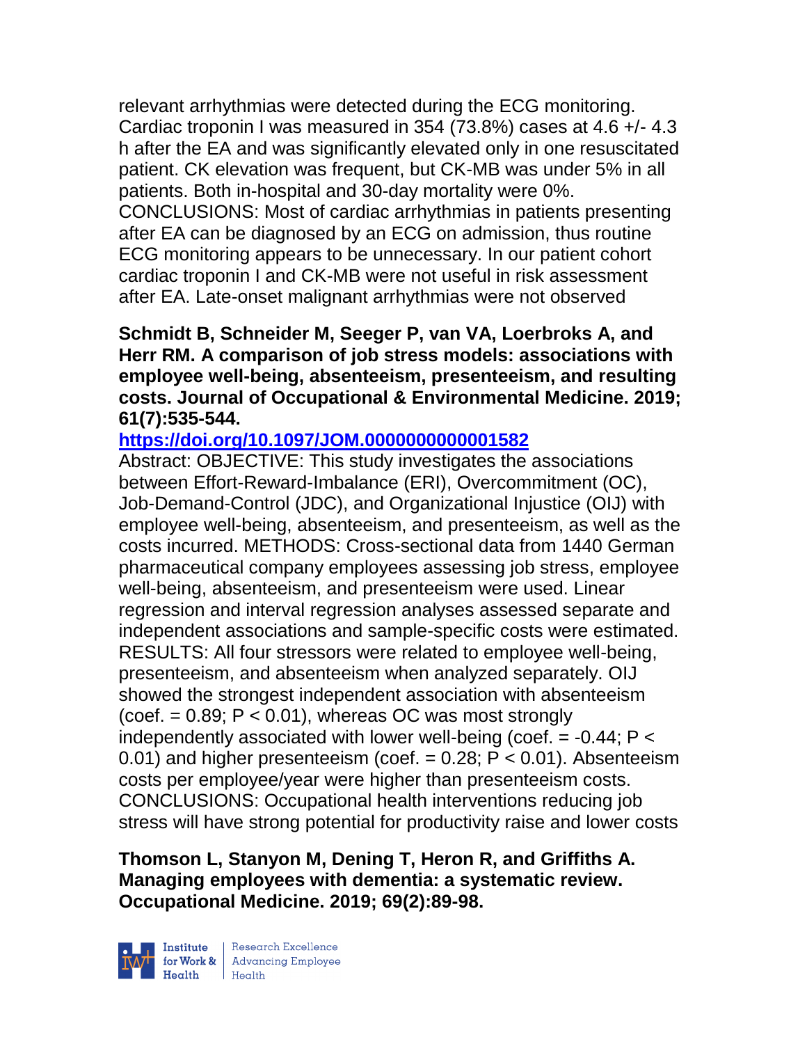relevant arrhythmias were detected during the ECG monitoring. Cardiac troponin I was measured in 354 (73.8%) cases at 4.6 +/- 4.3 h after the EA and was significantly elevated only in one resuscitated patient. CK elevation was frequent, but CK-MB was under 5% in all patients. Both in-hospital and 30-day mortality were 0%. CONCLUSIONS: Most of cardiac arrhythmias in patients presenting after EA can be diagnosed by an ECG on admission, thus routine ECG monitoring appears to be unnecessary. In our patient cohort cardiac troponin I and CK-MB were not useful in risk assessment after EA. Late-onset malignant arrhythmias were not observed

**Schmidt B, Schneider M, Seeger P, van VA, Loerbroks A, and Herr RM. A comparison of job stress models: associations with employee well-being, absenteeism, presenteeism, and resulting costs. Journal of Occupational & Environmental Medicine. 2019; 61(7):535-544.**

**https://doi.org/10.1097/JOM.0000000000001582**

Abstract: OBJECTIVE: This study investigates the associations between Effort-Reward-Imbalance (ERI), Overcommitment (OC), Job-Demand-Control (JDC), and Organizational Injustice (OIJ) with employee well-being, absenteeism, and presenteeism, as well as the costs incurred. METHODS: Cross-sectional data from 1440 German pharmaceutical company employees assessing job stress, employee well-being, absenteeism, and presenteeism were used. Linear regression and interval regression analyses assessed separate and independent associations and sample-specific costs were estimated. RESULTS: All four stressors were related to employee well-being, presenteeism, and absenteeism when analyzed separately. OIJ showed the strongest independent association with absenteeism (coef. = 0.89; $P < 0.01$), whereas OC was most strongly independently associated with lower well-being (coef. = -0.44; $P < 0.01$) and higher presenteeism (coef. = 0.28; $P < 0.01$). Absenteeism costs per employee/year were higher than presenteeism costs. CONCLUSIONS: Occupational health interventions reducing job stress will have strong potential for productivity raise and lower costs

**Thomson L, Stanyon M, Dening T, Heron R, and Griffiths A. Managing employees with dementia: a systematic review. Occupational Medicine. 2019; 69(2):89-98.**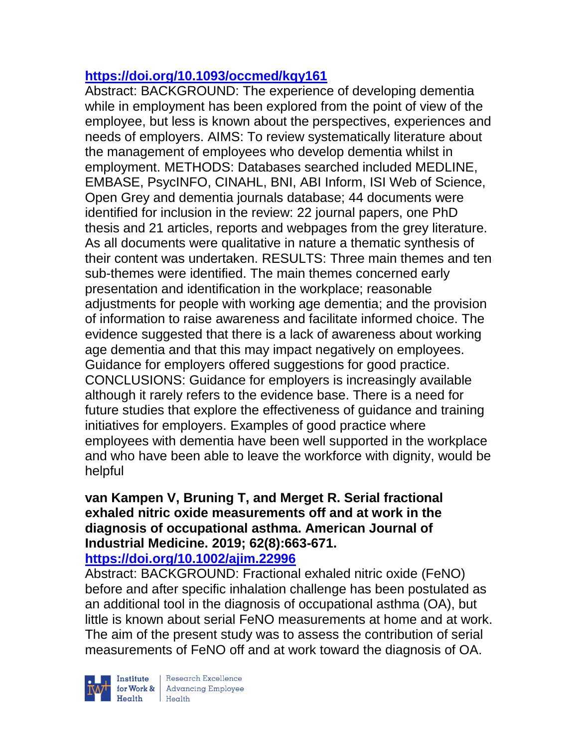https://doi.org/10.1093/occmed/kqy161

Abstract: BACKGROUND: The experience of developing dementia while in employment has been explored from the point of view of the employee, but less is known about the perspectives, experiences and needs of employers. AIMS: To review systematically literature about the management of employees who develop dementia whilst in employment. METHODS: Databases searched included MEDLINE, EMBASE, PsycINFO, CINAHL, BNI, ABI Inform, ISI Web of Science, Open Grey and dementia journals database; 44 documents were identified for inclusion in the review: 22 journal papers, one PhD thesis and 21 articles, reports and webpages from the grey literature. As all documents were qualitative in nature a thematic synthesis of their content was undertaken. RESULTS: Three main themes and ten sub-themes were identified. The main themes concerned early presentation and identification in the workplace; reasonable adjustments for people with working age dementia; and the provision of information to raise awareness and facilitate informed choice. The evidence suggested that there is a lack of awareness about working age dementia and that this may impact negatively on employees. Guidance for employers offered suggestions for good practice. CONCLUSIONS: Guidance for employers is increasingly available although it rarely refers to the evidence base. There is a need for future studies that explore the effectiveness of guidance and training initiatives for employers. Examples of good practice where employees with dementia have been well supported in the workplace and who have been able to leave the workforce with dignity, would be helpful

**van Kampen V, Bruning T, and Merget R. Serial fractional exhaled nitric oxide measurements off and at work in the diagnosis of occupational asthma. American Journal of Industrial Medicine. 2019; 62(8):663-671.**

https://doi.org/10.1002/ajim.22996

Abstract: BACKGROUND: Fractional exhaled nitric oxide (FeNO) before and after specific inhalation challenge has been postulated as an additional tool in the diagnosis of occupational asthma (OA), but little is known about serial FeNO measurements at home and at work. The aim of the present study was to assess the contribution of serial measurements of FeNO off and at work toward the diagnosis of OA.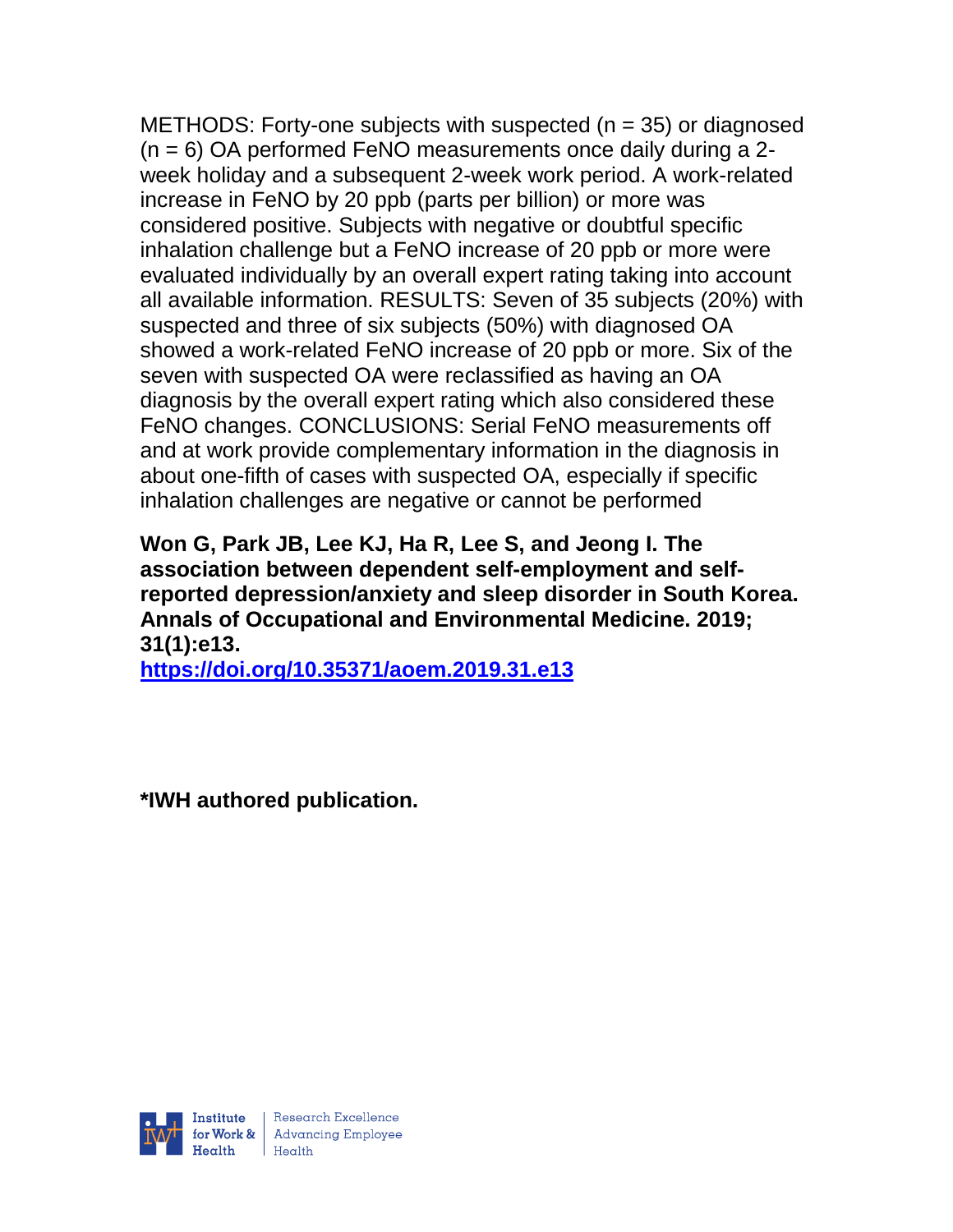METHODS: Forty-one subjects with suspected (n = 35) or diagnosed (n = 6) OA performed FeNO measurements once daily during a 2-week holiday and a subsequent 2-week work period. A work-related increase in FeNO by 20 ppb (parts per billion) or more was considered positive. Subjects with negative or doubtful specific inhalation challenge but a FeNO increase of 20 ppb or more were evaluated individually by an overall expert rating taking into account all available information. RESULTS: Seven of 35 subjects (20%) with suspected and three of six subjects (50%) with diagnosed OA showed a work-related FeNO increase of 20 ppb or more. Six of the seven with suspected OA were reclassified as having an OA diagnosis by the overall expert rating which also considered these FeNO changes. CONCLUSIONS: Serial FeNO measurements off and at work provide complementary information in the diagnosis in about one-fifth of cases with suspected OA, especially if specific inhalation challenges are negative or cannot be performed

**Won G, Park JB, Lee KJ, Ha R, Lee S, and Jeong I. The association between dependent self-employment and self-reported depression/anxiety and sleep disorder in South Korea. Annals of Occupational and Environmental Medicine. 2019; 31(1):e13.**
**https://doi.org/10.35371/aoem.2019.31.e13**

**\*IWH authored publication.**